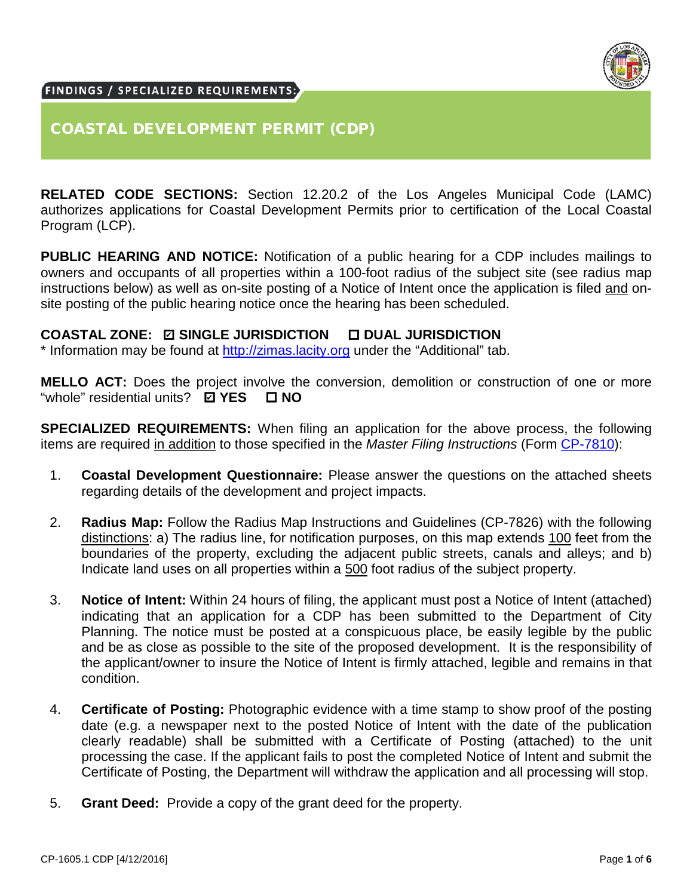FINDINGS / SPECIALIZED REQUIREMENTS:

# COASTAL DEVELOPMENT PERMIT (CDP)

**RELATED CODE SECTIONS:** Section 12.20.2 of the Los Angeles Municipal Code (LAMC) authorizes applications for Coastal Development Permits prior to certification of the Local Coastal Program (LCP).

**PUBLIC HEARING AND NOTICE:** Notification of a public hearing for a CDP includes mailings to owners and occupants of all properties within a 100-foot radius of the subject site (see radius map instructions below) as well as on-site posting of a Notice of Intent once the application is filed and on-site posting of the public hearing notice once the hearing has been scheduled.

**COASTAL ZONE: ☑ SINGLE JURISDICTION ☐ DUAL JURISDICTION**
* Information may be found at http://zimas.lacity.org under the "Additional" tab.

**MELLO ACT:** Does the project involve the conversion, demolition or construction of one or more "whole" residential units? **☑ YES ☐ NO**

**SPECIALIZED REQUIREMENTS:** When filing an application for the above process, the following items are required in addition to those specified in the *Master Filing Instructions* (Form CP-7810):

1. **Coastal Development Questionnaire:** Please answer the questions on the attached sheets regarding details of the development and project impacts.

2. **Radius Map:** Follow the Radius Map Instructions and Guidelines (CP-7826) with the following distinctions: a) The radius line, for notification purposes, on this map extends 100 feet from the boundaries of the property, excluding the adjacent public streets, canals and alleys; and b) Indicate land uses on all properties within a 500 foot radius of the subject property.

3. **Notice of Intent:** Within 24 hours of filing, the applicant must post a Notice of Intent (attached) indicating that an application for a CDP has been submitted to the Department of City Planning. The notice must be posted at a conspicuous place, be easily legible by the public and be as close as possible to the site of the proposed development. It is the responsibility of the applicant/owner to insure the Notice of Intent is firmly attached, legible and remains in that condition.

4. **Certificate of Posting:** Photographic evidence with a time stamp to show proof of the posting date (e.g. a newspaper next to the posted Notice of Intent with the date of the publication clearly readable) shall be submitted with a Certificate of Posting (attached) to the unit processing the case. If the applicant fails to post the completed Notice of Intent and submit the Certificate of Posting, the Department will withdraw the application and all processing will stop.

5. **Grant Deed:** Provide a copy of the grant deed for the property.

CP-1605.1 CDP [4/12/2016]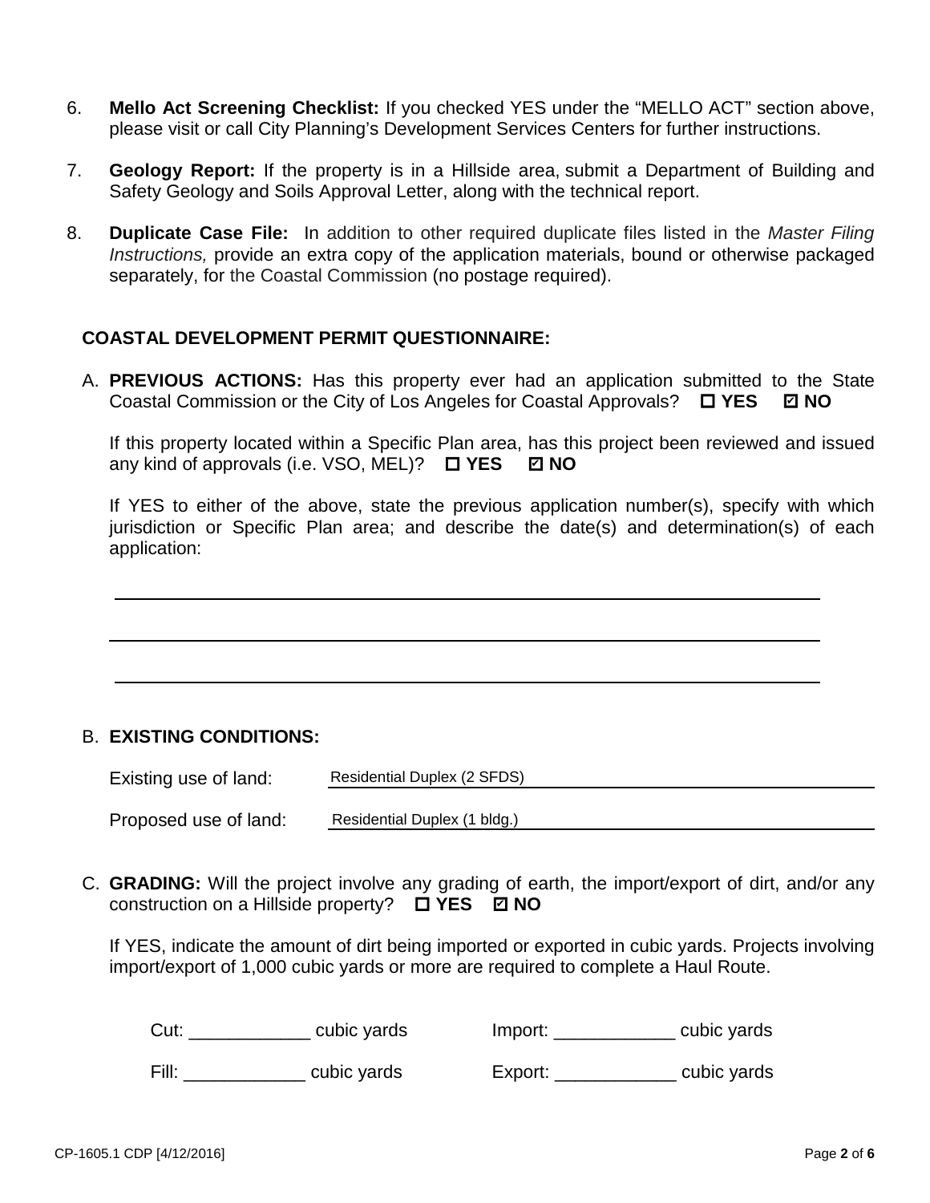6. **Mello Act Screening Checklist:** If you checked YES under the "MELLO ACT" section above, please visit or call City Planning's Development Services Centers for further instructions.

7. **Geology Report:** If the property is in a Hillside area, submit a Department of Building and Safety Geology and Soils Approval Letter, along with the technical report.

8. **Duplicate Case File:** In addition to other required duplicate files listed in the *Master Filing Instructions,* provide an extra copy of the application materials, bound or otherwise packaged separately, for the Coastal Commission (no postage required).

## COASTAL DEVELOPMENT PERMIT QUESTIONNAIRE:

A. **PREVIOUS ACTIONS:** Has this property ever had an application submitted to the State Coastal Commission or the City of Los Angeles for Coastal Approvals? ☐ **YES** ☑ **NO**

If this property located within a Specific Plan area, has this project been reviewed and issued any kind of approvals (i.e. VSO, MEL)? ☐ **YES** ☑ **NO**

If YES to either of the above, state the previous application number(s), specify with which jurisdiction or Specific Plan area; and describe the date(s) and determination(s) of each application:

\_\_\_\_\_\_\_\_\_\_\_\_\_\_\_\_\_\_\_\_\_\_\_\_\_\_\_\_\_\_\_\_\_\_\_\_\_\_\_\_\_\_\_\_\_\_\_\_\_\_\_\_\_\_

\_\_\_\_\_\_\_\_\_\_\_\_\_\_\_\_\_\_\_\_\_\_\_\_\_\_\_\_\_\_\_\_\_\_\_\_\_\_\_\_\_\_\_\_\_\_\_\_\_\_\_\_\_\_

\_\_\_\_\_\_\_\_\_\_\_\_\_\_\_\_\_\_\_\_\_\_\_\_\_\_\_\_\_\_\_\_\_\_\_\_\_\_\_\_\_\_\_\_\_\_\_\_\_\_\_\_\_\_

B. **EXISTING CONDITIONS:**

Existing use of land: Residential Duplex (2 SFDS)

Proposed use of land: Residential Duplex (1 bldg.)

C. **GRADING:** Will the project involve any grading of earth, the import/export of dirt, and/or any construction on a Hillside property? ☐ **YES** ☑ **NO**

If YES, indicate the amount of dirt being imported or exported in cubic yards. Projects involving import/export of 1,000 cubic yards or more are required to complete a Haul Route.

Cut: \_\_\_\_\_\_\_\_\_\_\_\_ cubic yards    Import: \_\_\_\_\_\_\_\_\_\_\_\_ cubic yards

Fill: \_\_\_\_\_\_\_\_\_\_\_\_ cubic yards    Export: \_\_\_\_\_\_\_\_\_\_\_\_ cubic yards

CP-1605.1 CDP [4/12/2016]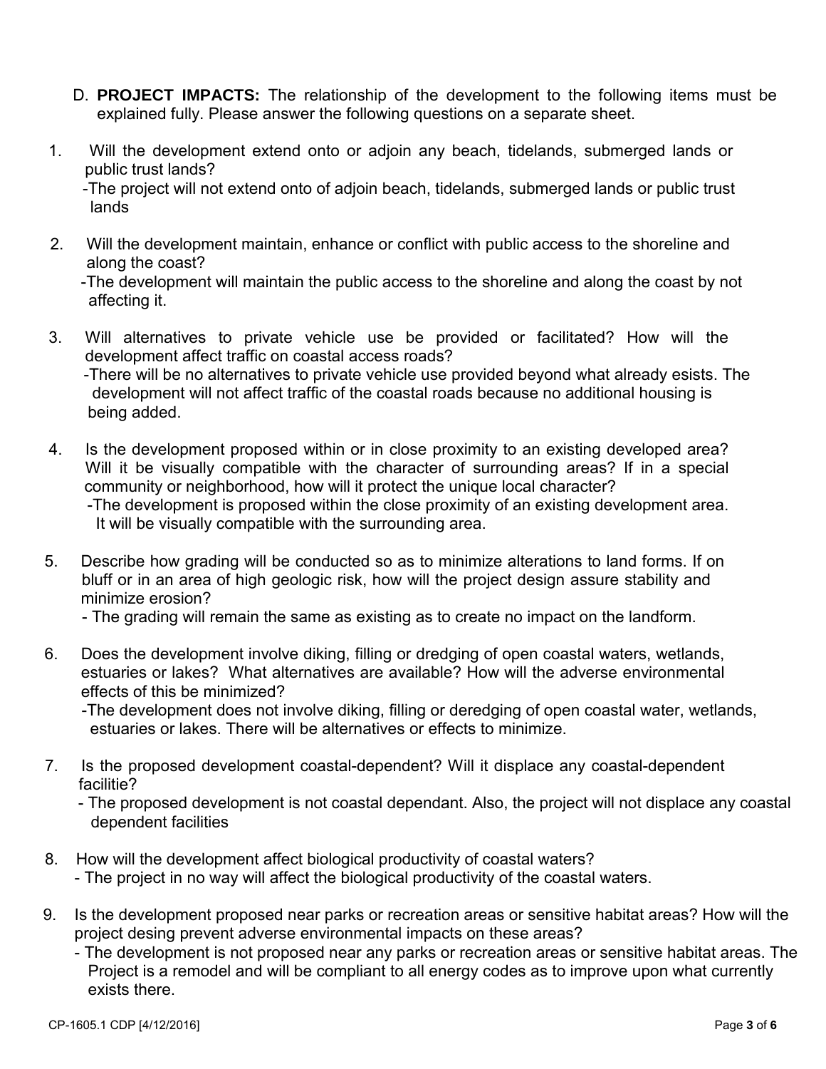D. **PROJECT IMPACTS:** The relationship of the development to the following items must be explained fully. Please answer the following questions on a separate sheet.

1. Will the development extend onto or adjoin any beach, tidelands, submerged lands or public trust lands?
   -The project will not extend onto of adjoin beach, tidelands, submerged lands or public trust lands

2. Will the development maintain, enhance or conflict with public access to the shoreline and along the coast?
   -The development will maintain the public access to the shoreline and along the coast by not affecting it.

3. Will alternatives to private vehicle use be provided or facilitated? How will the development affect traffic on coastal access roads?
   -There will be no alternatives to private vehicle use provided beyond what already esists. The development will not affect traffic of the coastal roads because no additional housing is being added.

4. Is the development proposed within or in close proximity to an existing developed area? Will it be visually compatible with the character of surrounding areas? If in a special community or neighborhood, how will it protect the unique local character?
   -The development is proposed within the close proximity of an existing development area. It will be visually compatible with the surrounding area.

5. Describe how grading will be conducted so as to minimize alterations to land forms. If on bluff or in an area of high geologic risk, how will the project design assure stability and minimize erosion?
   - The grading will remain the same as existing as to create no impact on the landform.

6. Does the development involve diking, filling or dredging of open coastal waters, wetlands, estuaries or lakes? What alternatives are available? How will the adverse environmental effects of this be minimized?
   -The development does not involve diking, filling or deredging of open coastal water, wetlands, estuaries or lakes. There will be alternatives or effects to minimize.

7. Is the proposed development coastal-dependent? Will it displace any coastal-dependent facilitie?
   - The proposed development is not coastal dependant. Also, the project will not displace any coastal dependent facilities

8. How will the development affect biological productivity of coastal waters?
   - The project in no way will affect the biological productivity of the coastal waters.

9. Is the development proposed near parks or recreation areas or sensitive habitat areas? How will the project desing prevent adverse environmental impacts on these areas?
   - The development is not proposed near any parks or recreation areas or sensitive habitat areas. The Project is a remodel and will be compliant to all energy codes as to improve upon what currently exists there.

CP-1605.1 CDP [4/12/2016]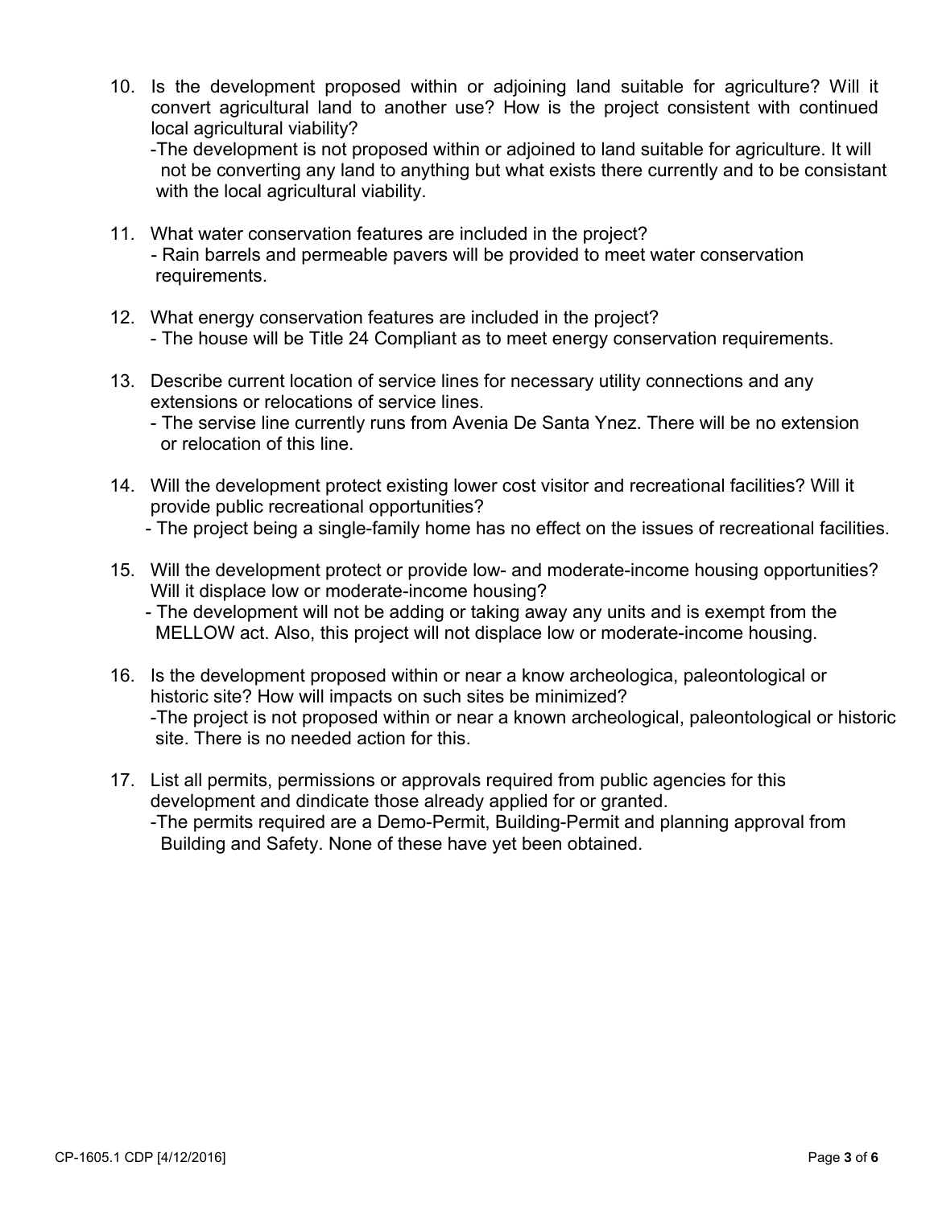10. Is the development proposed within or adjoining land suitable for agriculture? Will it convert agricultural land to another use? How is the project consistent with continued local agricultural viability?

    -The development is not proposed within or adjoined to land suitable for agriculture. It will not be converting any land to anything but what exists there currently and to be consistant with the local agricultural viability.

11. What water conservation features are included in the project?

    - Rain barrels and permeable pavers will be provided to meet water conservation requirements.

12. What energy conservation features are included in the project?

    - The house will be Title 24 Compliant as to meet energy conservation requirements.

13. Describe current location of service lines for necessary utility connections and any extensions or relocations of service lines.

    - The servise line currently runs from Avenia De Santa Ynez. There will be no extension or relocation of this line.

14. Will the development protect existing lower cost visitor and recreational facilities? Will it provide public recreational opportunities?

    - The project being a single-family home has no effect on the issues of recreational facilities.

15. Will the development protect or provide low- and moderate-income housing opportunities? Will it displace low or moderate-income housing?

    - The development will not be adding or taking away any units and is exempt from the MELLOW act. Also, this project will not displace low or moderate-income housing.

16. Is the development proposed within or near a know archeologica, paleontological or historic site? How will impacts on such sites be minimized?

    -The project is not proposed within or near a known archeological, paleontological or historic site. There is no needed action for this.

17. List all permits, permissions or approvals required from public agencies for this development and dindicate those already applied for or granted.

    -The permits required are a Demo-Permit, Building-Permit and planning approval from Building and Safety. None of these have yet been obtained.

CP-1605.1 CDP [4/12/2016]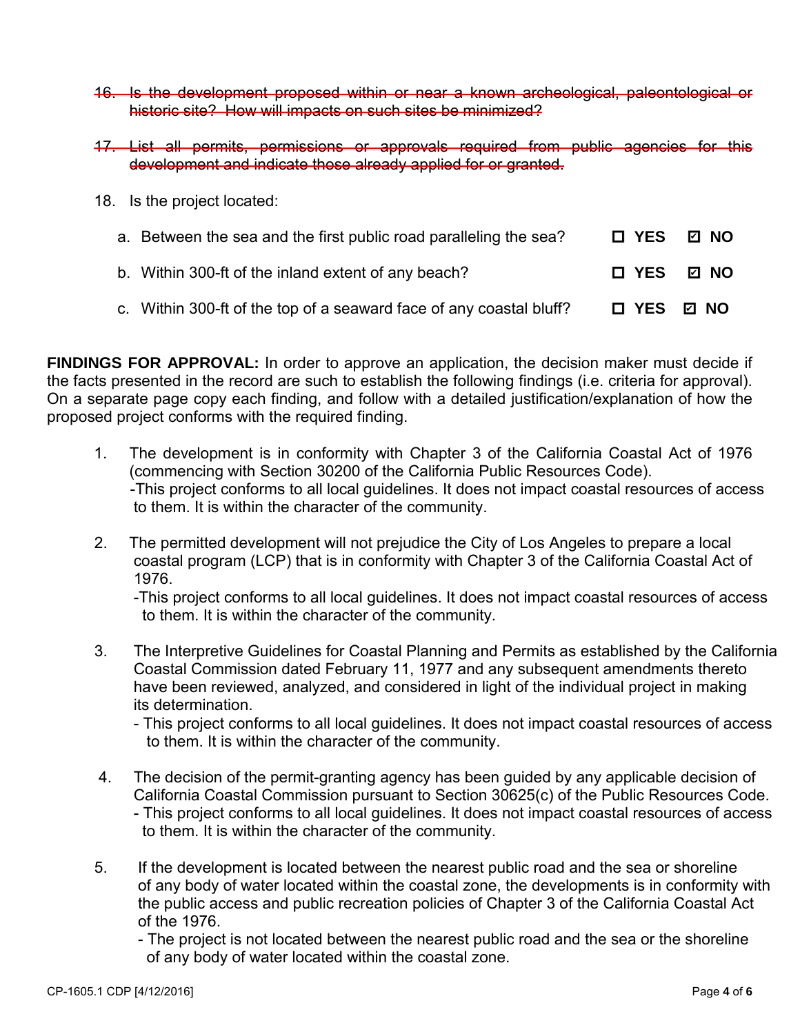16. ~~Is the development proposed within or near a known archeological, paleontological or historic site? How will impacts on such sites be minimized?~~

17. ~~List all permits, permissions or approvals required from public agencies for this development and indicate those already applied for or granted.~~

18. Is the project located:

    a. Between the sea and the first public road paralleling the sea? ☐ **YES** ☑ **NO**

    b. Within 300-ft of the inland extent of any beach? ☐ **YES** ☑ **NO**

    c. Within 300-ft of the top of a seaward face of any coastal bluff? ☐ **YES** ☑ **NO**

**FINDINGS FOR APPROVAL:** In order to approve an application, the decision maker must decide if the facts presented in the record are such to establish the following findings (i.e. criteria for approval). On a separate page copy each finding, and follow with a detailed justification/explanation of how the proposed project conforms with the required finding.

1. The development is in conformity with Chapter 3 of the California Coastal Act of 1976 (commencing with Section 30200 of the California Public Resources Code).
   -This project conforms to all local guidelines. It does not impact coastal resources of access to them. It is within the character of the community.

2. The permitted development will not prejudice the City of Los Angeles to prepare a local coastal program (LCP) that is in conformity with Chapter 3 of the California Coastal Act of 1976.
   -This project conforms to all local guidelines. It does not impact coastal resources of access to them. It is within the character of the community.

3. The Interpretive Guidelines for Coastal Planning and Permits as established by the California Coastal Commission dated February 11, 1977 and any subsequent amendments thereto have been reviewed, analyzed, and considered in light of the individual project in making its determination.
   - This project conforms to all local guidelines. It does not impact coastal resources of access to them. It is within the character of the community.

4. The decision of the permit-granting agency has been guided by any applicable decision of California Coastal Commission pursuant to Section 30625(c) of the Public Resources Code.
   - This project conforms to all local guidelines. It does not impact coastal resources of access to them. It is within the character of the community.

5. If the development is located between the nearest public road and the sea or shoreline of any body of water located within the coastal zone, the developments is in conformity with the public access and public recreation policies of Chapter 3 of the California Coastal Act of the 1976.
   - The project is not located between the nearest public road and the sea or the shoreline of any body of water located within the coastal zone.

CP-1605.1 CDP [4/12/2016]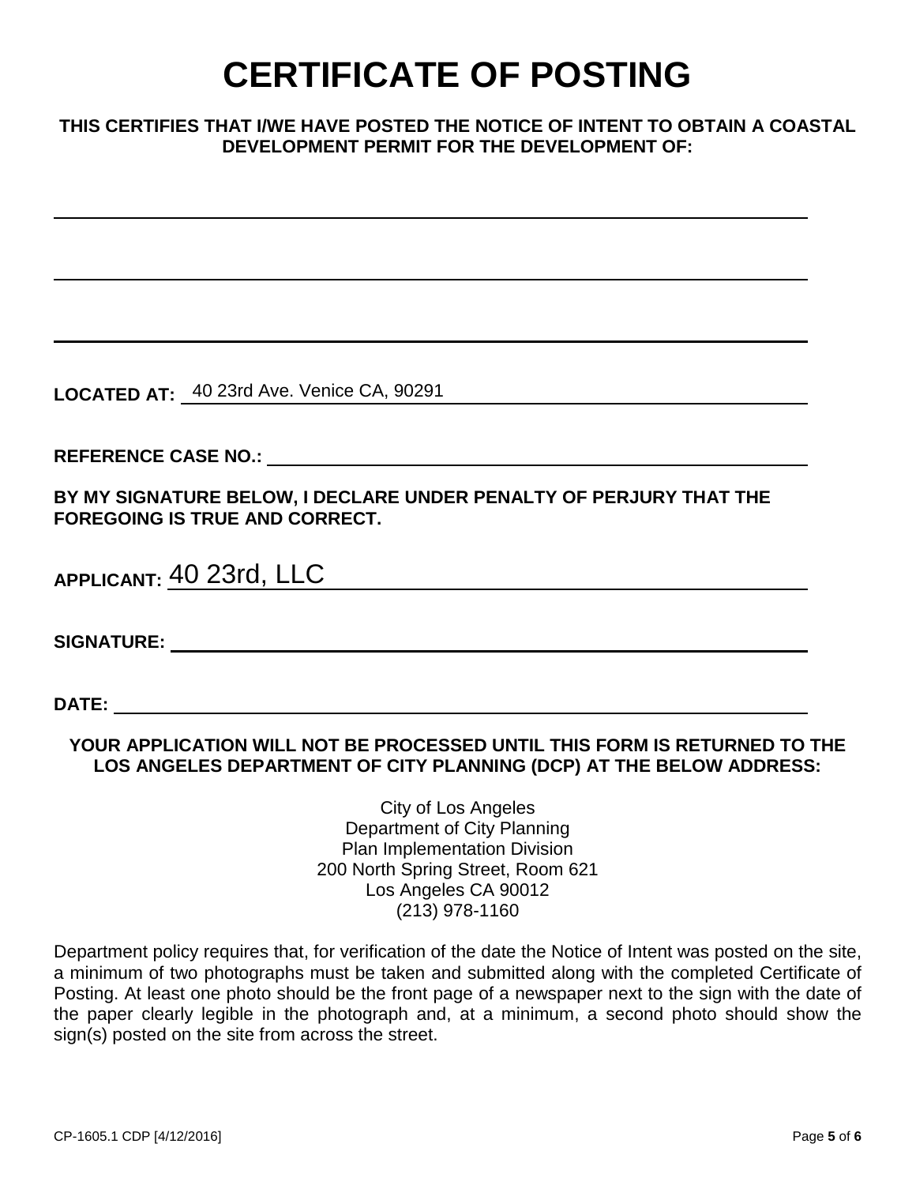# CERTIFICATE OF POSTING

**THIS CERTIFIES THAT I/WE HAVE POSTED THE NOTICE OF INTENT TO OBTAIN A COASTAL DEVELOPMENT PERMIT FOR THE DEVELOPMENT OF:**

\_\_\_\_\_\_\_\_\_\_\_\_\_\_\_\_\_\_\_\_\_\_\_\_\_\_\_\_\_\_\_\_\_\_\_\_\_\_\_\_\_\_\_\_\_\_\_\_\_\_\_\_\_\_\_\_\_\_\_\_

\_\_\_\_\_\_\_\_\_\_\_\_\_\_\_\_\_\_\_\_\_\_\_\_\_\_\_\_\_\_\_\_\_\_\_\_\_\_\_\_\_\_\_\_\_\_\_\_\_\_\_\_\_\_\_\_\_\_\_\_

\_\_\_\_\_\_\_\_\_\_\_\_\_\_\_\_\_\_\_\_\_\_\_\_\_\_\_\_\_\_\_\_\_\_\_\_\_\_\_\_\_\_\_\_\_\_\_\_\_\_\_\_\_\_\_\_\_\_\_\_

**LOCATED AT:** 40 23rd Ave. Venice CA, 90291

**REFERENCE CASE NO.:** \_\_\_\_\_\_\_\_\_\_\_\_\_\_\_\_\_\_\_\_\_\_\_\_\_\_\_\_\_\_\_\_\_\_\_\_\_\_\_\_

**BY MY SIGNATURE BELOW, I DECLARE UNDER PENALTY OF PERJURY THAT THE FOREGOING IS TRUE AND CORRECT.**

**APPLICANT:** 40 23rd, LLC

**SIGNATURE:** \_\_\_\_\_\_\_\_\_\_\_\_\_\_\_\_\_\_\_\_\_\_\_\_\_\_\_\_\_\_\_\_\_\_\_\_\_\_\_\_\_\_\_\_\_\_\_\_\_\_

**DATE:** \_\_\_\_\_\_\_\_\_\_\_\_\_\_\_\_\_\_\_\_\_\_\_\_\_\_\_\_\_\_\_\_\_\_\_\_\_\_\_\_\_\_\_\_\_\_\_\_\_\_\_\_\_\_\_\_

**YOUR APPLICATION WILL NOT BE PROCESSED UNTIL THIS FORM IS RETURNED TO THE LOS ANGELES DEPARTMENT OF CITY PLANNING (DCP) AT THE BELOW ADDRESS:**

City of Los Angeles
Department of City Planning
Plan Implementation Division
200 North Spring Street, Room 621
Los Angeles CA 90012
(213) 978-1160

Department policy requires that, for verification of the date the Notice of Intent was posted on the site, a minimum of two photographs must be taken and submitted along with the completed Certificate of Posting. At least one photo should be the front page of a newspaper next to the sign with the date of the paper clearly legible in the photograph and, at a minimum, a second photo should show the sign(s) posted on the site from across the street.

CP-1605.1 CDP [4/12/2016]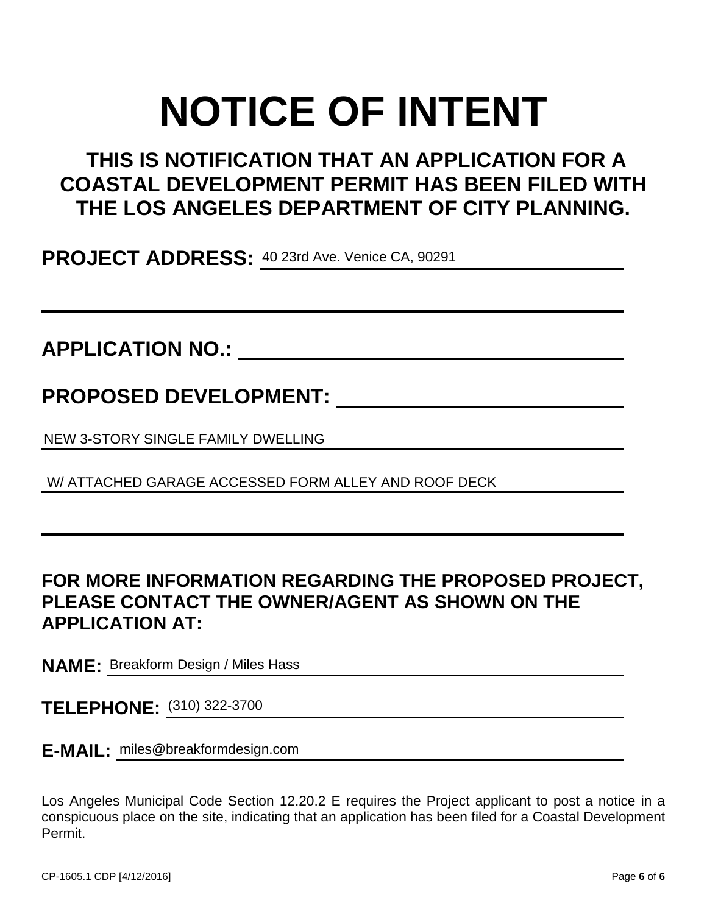# NOTICE OF INTENT

## THIS IS NOTIFICATION THAT AN APPLICATION FOR A COASTAL DEVELOPMENT PERMIT HAS BEEN FILED WITH THE LOS ANGELES DEPARTMENT OF CITY PLANNING.

**PROJECT ADDRESS:** 40 23rd Ave. Venice CA, 90291

**APPLICATION NO.:**

**PROPOSED DEVELOPMENT:**

NEW 3-STORY SINGLE FAMILY DWELLING

W/ ATTACHED GARAGE ACCESSED FORM ALLEY AND ROOF DECK

**FOR MORE INFORMATION REGARDING THE PROPOSED PROJECT, PLEASE CONTACT THE OWNER/AGENT AS SHOWN ON THE APPLICATION AT:**

**NAME:** Breakform Design / Miles Hass

**TELEPHONE:** (310) 322-3700

**E-MAIL:** miles@breakformdesign.com

Los Angeles Municipal Code Section 12.20.2 E requires the Project applicant to post a notice in a conspicuous place on the site, indicating that an application has been filed for a Coastal Development Permit.

CP-1605.1 CDP [4/12/2016]